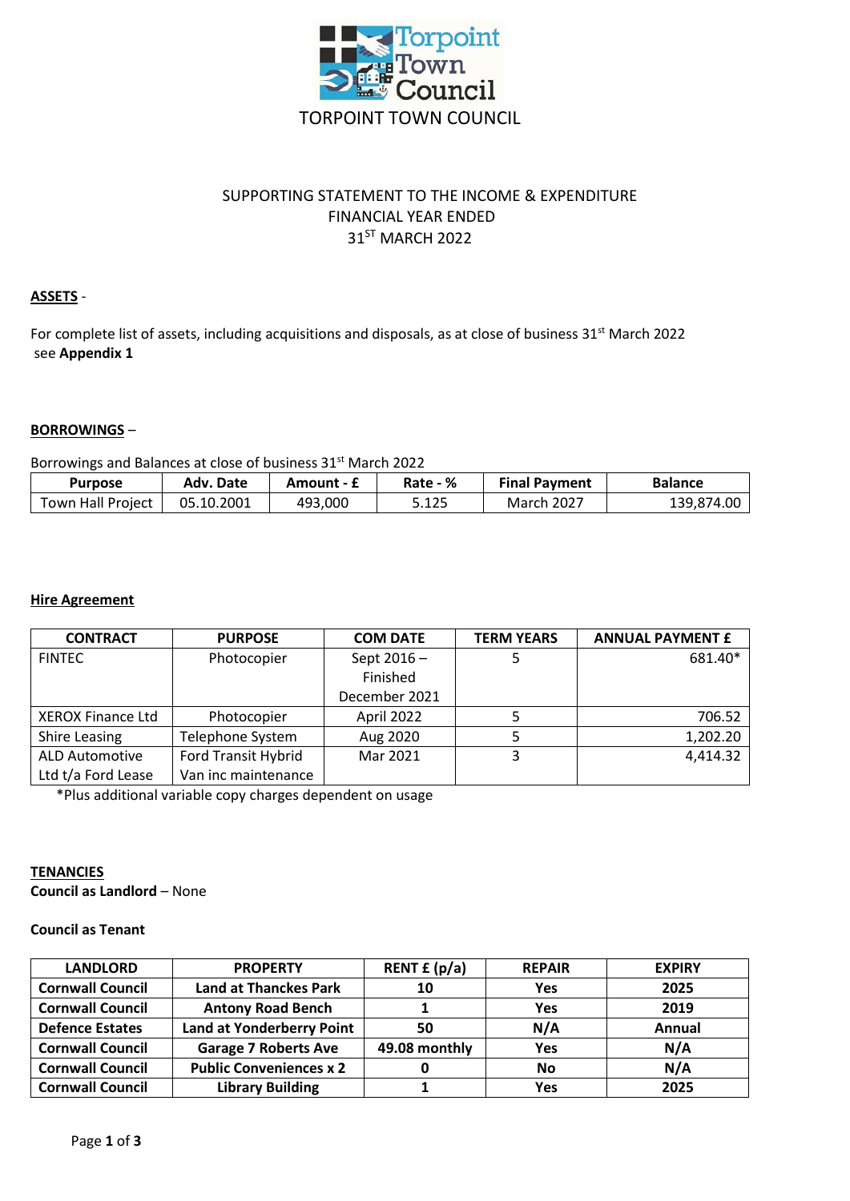# TORPOINT TOWN COUNCIL

## SUPPORTING STATEMENT TO THE INCOME & EXPENDITURE FINANCIAL YEAR ENDED 31ST MARCH 2022

**ASSETS** -

For complete list of assets, including acquisitions and disposals, as at close of business 31st March 2022 see **Appendix 1**

**BORROWINGS** –

Borrowings and Balances at close of business 31st March 2022

| Purpose | Adv. Date | Amount - £ | Rate - % | Final Payment | Balance |
|---|---|---|---|---|---|
| Town Hall Project | 05.10.2001 | 493,000 | 5.125 | March 2027 | 139,874.00 |

**Hire Agreement**

| CONTRACT | PURPOSE | COM DATE | TERM YEARS | ANNUAL PAYMENT £ |
|---|---|---|---|---|
| FINTEC | Photocopier | Sept 2016 – Finished December 2021 | 5 | 681.40* |
| XEROX Finance Ltd | Photocopier | April 2022 | 5 | 706.52 |
| Shire Leasing | Telephone System | Aug 2020 | 5 | 1,202.20 |
| ALD Automotive Ltd t/a Ford Lease | Ford Transit Hybrid Van inc maintenance | Mar 2021 | 3 | 4,414.32 |

*Plus additional variable copy charges dependent on usage

**TENANCIES**

**Council as Landlord** – None

**Council as Tenant**

| LANDLORD | PROPERTY | RENT £ (p/a) | REPAIR | EXPIRY |
|---|---|---|---|---|
| **Cornwall Council** | **Land at Thanckes Park** | **10** | **Yes** | **2025** |
| **Cornwall Council** | **Antony Road Bench** | **1** | **Yes** | **2019** |
| **Defence Estates** | **Land at Yonderberry Point** | **50** | **N/A** | **Annual** |
| **Cornwall Council** | **Garage 7 Roberts Ave** | **49.08 monthly** | **Yes** | **N/A** |
| **Cornwall Council** | **Public Conveniences x 2** | **0** | **No** | **N/A** |
| **Cornwall Council** | **Library Building** | **1** | **Yes** | **2025** |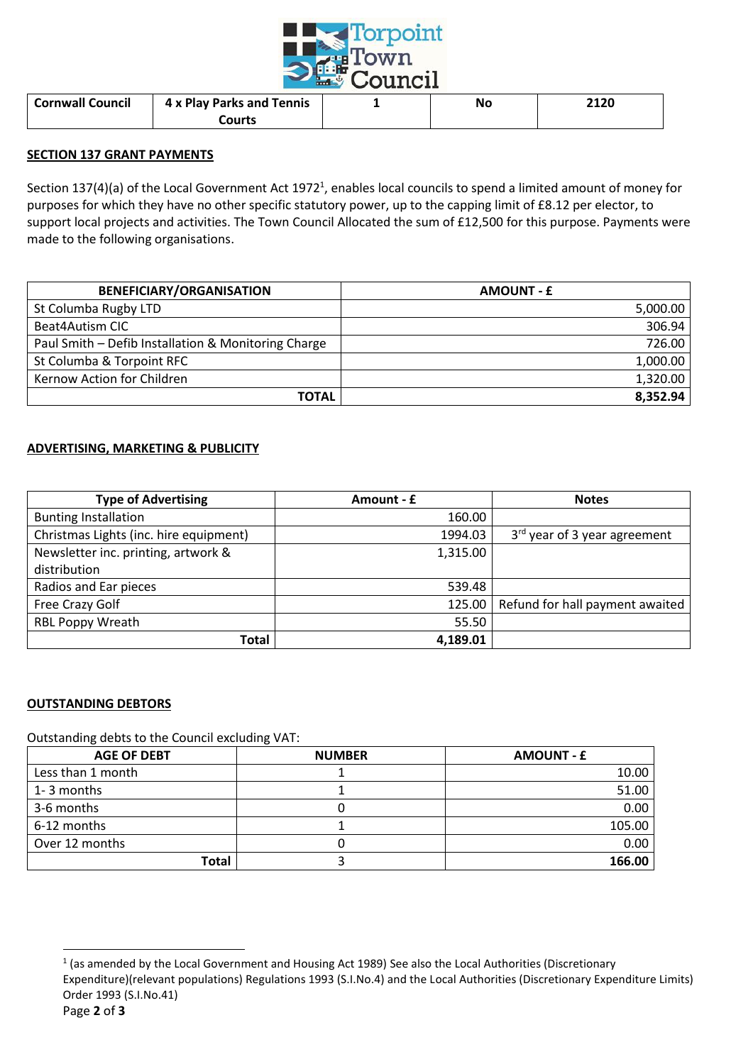| Cornwall Council | 4 x Play Parks and Tennis Courts | 1 | No | 2120 |
|---|---|---|---|---|

## SECTION 137 GRANT PAYMENTS

Section 137(4)(a) of the Local Government Act 1972[1], enables local councils to spend a limited amount of money for purposes for which they have no other specific statutory power, up to the capping limit of £8.12 per elector, to support local projects and activities. The Town Council Allocated the sum of £12,500 for this purpose. Payments were made to the following organisations.

| BENEFICIARY/ORGANISATION | AMOUNT - £ |
|---|---:|
| St Columba Rugby LTD | 5,000.00 |
| Beat4Autism CIC | 306.94 |
| Paul Smith – Defib Installation & Monitoring Charge | 726.00 |
| St Columba & Torpoint RFC | 1,000.00 |
| Kernow Action for Children | 1,320.00 |
| **TOTAL** | **8,352.94** |

## ADVERTISING, MARKETING & PUBLICITY

| Type of Advertising | Amount - £ | Notes |
|---|---:|---|
| Bunting Installation | 160.00 | |
| Christmas Lights (inc. hire equipment) | 1994.03 | 3rd year of 3 year agreement |
| Newsletter inc. printing, artwork & distribution | 1,315.00 | |
| Radios and Ear pieces | 539.48 | |
| Free Crazy Golf | 125.00 | Refund for hall payment awaited |
| RBL Poppy Wreath | 55.50 | |
| **Total** | **4,189.01** | |

## OUTSTANDING DEBTORS

Outstanding debts to the Council excluding VAT:

| AGE OF DEBT | NUMBER | AMOUNT - £ |
|---|---|---:|
| Less than 1 month | 1 | 10.00 |
| 1- 3 months | 1 | 51.00 |
| 3-6 months | 0 | 0.00 |
| 6-12 months | 1 | 105.00 |
| Over 12 months | 0 | 0.00 |
| **Total** | 3 | **166.00** |

[1] (as amended by the Local Government and Housing Act 1989) See also the Local Authorities (Discretionary Expenditure)(relevant populations) Regulations 1993 (S.I.No.4) and the Local Authorities (Discretionary Expenditure Limits) Order 1993 (S.I.No.41)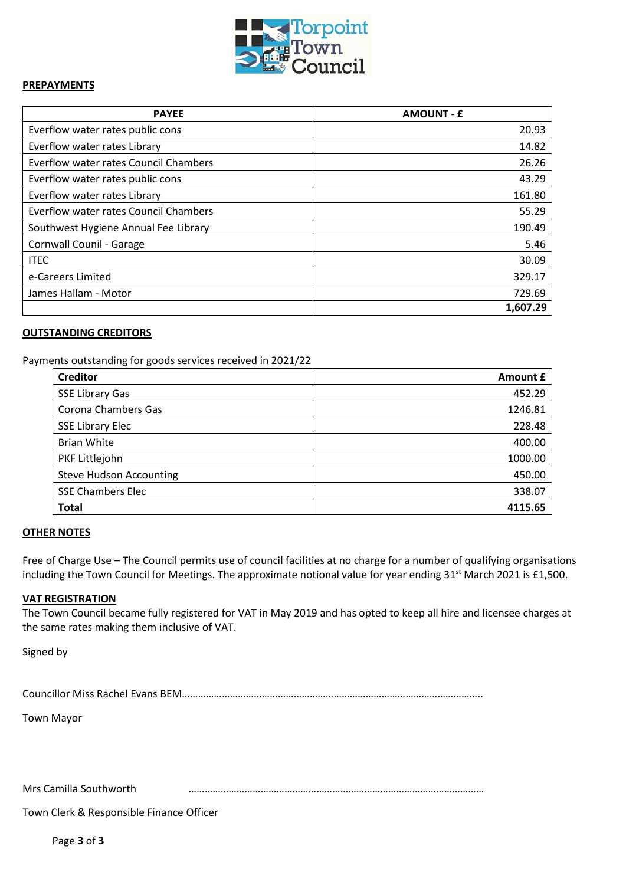Torpoint Town Council

**PREPAYMENTS**

| PAYEE | AMOUNT - £ |
|---|---:|
| Everflow water rates public cons | 20.93 |
| Everflow water rates Library | 14.82 |
| Everflow water rates Council Chambers | 26.26 |
| Everflow water rates public cons | 43.29 |
| Everflow water rates Library | 161.80 |
| Everflow water rates Council Chambers | 55.29 |
| Southwest Hygiene Annual Fee Library | 190.49 |
| Cornwall Counil - Garage | 5.46 |
| ITEC | 30.09 |
| e-Careers Limited | 329.17 |
| James Hallam - Motor | 729.69 |
| | **1,607.29** |

**OUTSTANDING CREDITORS**

Payments outstanding for goods services received in 2021/22

| Creditor | Amount £ |
|---|---:|
| SSE Library Gas | 452.29 |
| Corona Chambers Gas | 1246.81 |
| SSE Library Elec | 228.48 |
| Brian White | 400.00 |
| PKF Littlejohn | 1000.00 |
| Steve Hudson Accounting | 450.00 |
| SSE Chambers Elec | 338.07 |
| **Total** | **4115.65** |

**OTHER NOTES**

Free of Charge Use – The Council permits use of council facilities at no charge for a number of qualifying organisations including the Town Council for Meetings. The approximate notional value for year ending 31st March 2021 is £1,500.

**VAT REGISTRATION**

The Town Council became fully registered for VAT in May 2019 and has opted to keep all hire and licensee charges at the same rates making them inclusive of VAT.

Signed by

Councillor Miss Rachel Evans BEM……………………………………………………………………………………………………..

Town Mayor

Mrs Camilla Southworth ……………………………………………………………………………………………….

Town Clerk & Responsible Finance Officer